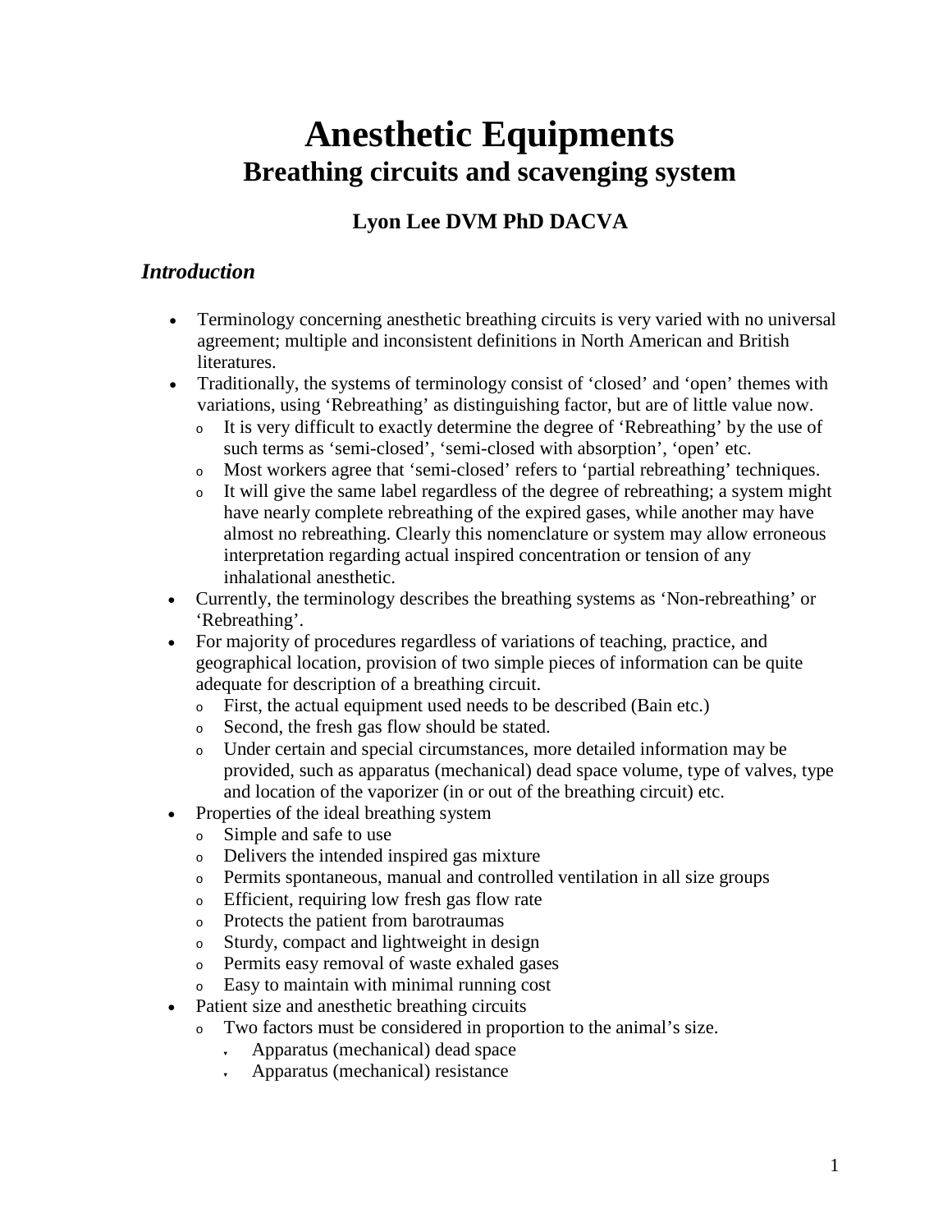# Anesthetic Equipments

## Breathing circuits and scavenging system

### Lyon Lee DVM PhD DACVA

### *Introduction*

- Terminology concerning anesthetic breathing circuits is very varied with no universal agreement; multiple and inconsistent definitions in North American and British literatures.
- Traditionally, the systems of terminology consist of 'closed' and 'open' themes with variations, using 'Rebreathing' as distinguishing factor, but are of little value now.
  - It is very difficult to exactly determine the degree of 'Rebreathing' by the use of such terms as 'semi-closed', 'semi-closed with absorption', 'open' etc.
  - Most workers agree that 'semi-closed' refers to 'partial rebreathing' techniques.
  - It will give the same label regardless of the degree of rebreathing; a system might have nearly complete rebreathing of the expired gases, while another may have almost no rebreathing. Clearly this nomenclature or system may allow erroneous interpretation regarding actual inspired concentration or tension of any inhalational anesthetic.
- Currently, the terminology describes the breathing systems as 'Non-rebreathing' or 'Rebreathing'.
- For majority of procedures regardless of variations of teaching, practice, and geographical location, provision of two simple pieces of information can be quite adequate for description of a breathing circuit.
  - First, the actual equipment used needs to be described (Bain etc.)
  - Second, the fresh gas flow should be stated.
  - Under certain and special circumstances, more detailed information may be provided, such as apparatus (mechanical) dead space volume, type of valves, type and location of the vaporizer (in or out of the breathing circuit) etc.
- Properties of the ideal breathing system
  - Simple and safe to use
  - Delivers the intended inspired gas mixture
  - Permits spontaneous, manual and controlled ventilation in all size groups
  - Efficient, requiring low fresh gas flow rate
  - Protects the patient from barotraumas
  - Sturdy, compact and lightweight in design
  - Permits easy removal of waste exhaled gases
  - Easy to maintain with minimal running cost
- Patient size and anesthetic breathing circuits
  - Two factors must be considered in proportion to the animal's size.
    - Apparatus (mechanical) dead space
    - Apparatus (mechanical) resistance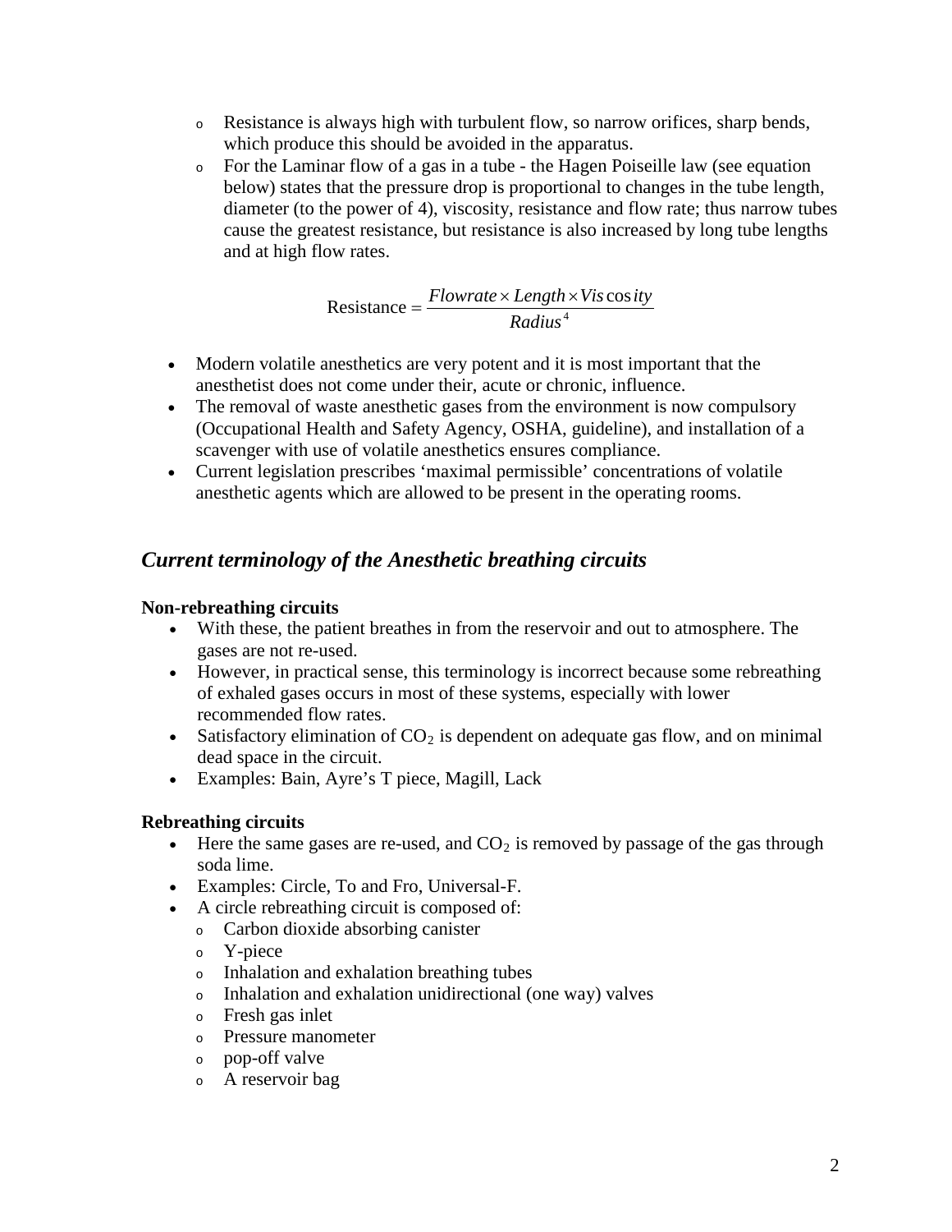- Resistance is always high with turbulent flow, so narrow orifices, sharp bends, which produce this should be avoided in the apparatus.
- For the Laminar flow of a gas in a tube - the Hagen Poiseille law (see equation below) states that the pressure drop is proportional to changes in the tube length, diameter (to the power of 4), viscosity, resistance and flow rate; thus narrow tubes cause the greatest resistance, but resistance is also increased by long tube lengths and at high flow rates.

$$\text{Resistance} = \frac{Flowrate \times Length \times Viscosity}{Radius^4}$$

- Modern volatile anesthetics are very potent and it is most important that the anesthetist does not come under their, acute or chronic, influence.
- The removal of waste anesthetic gases from the environment is now compulsory (Occupational Health and Safety Agency, OSHA, guideline), and installation of a scavenger with use of volatile anesthetics ensures compliance.
- Current legislation prescribes 'maximal permissible' concentrations of volatile anesthetic agents which are allowed to be present in the operating rooms.

## *Current terminology of the Anesthetic breathing circuits*

**Non-rebreathing circuits**

- With these, the patient breathes in from the reservoir and out to atmosphere. The gases are not re-used.
- However, in practical sense, this terminology is incorrect because some rebreathing of exhaled gases occurs in most of these systems, especially with lower recommended flow rates.
- Satisfactory elimination of $CO_2$ is dependent on adequate gas flow, and on minimal dead space in the circuit.
- Examples: Bain, Ayre's T piece, Magill, Lack

**Rebreathing circuits**

- Here the same gases are re-used, and $CO_2$ is removed by passage of the gas through soda lime.
- Examples: Circle, To and Fro, Universal-F.
- A circle rebreathing circuit is composed of:
  - Carbon dioxide absorbing canister
  - Y-piece
  - Inhalation and exhalation breathing tubes
  - Inhalation and exhalation unidirectional (one way) valves
  - Fresh gas inlet
  - Pressure manometer
  - pop-off valve
  - A reservoir bag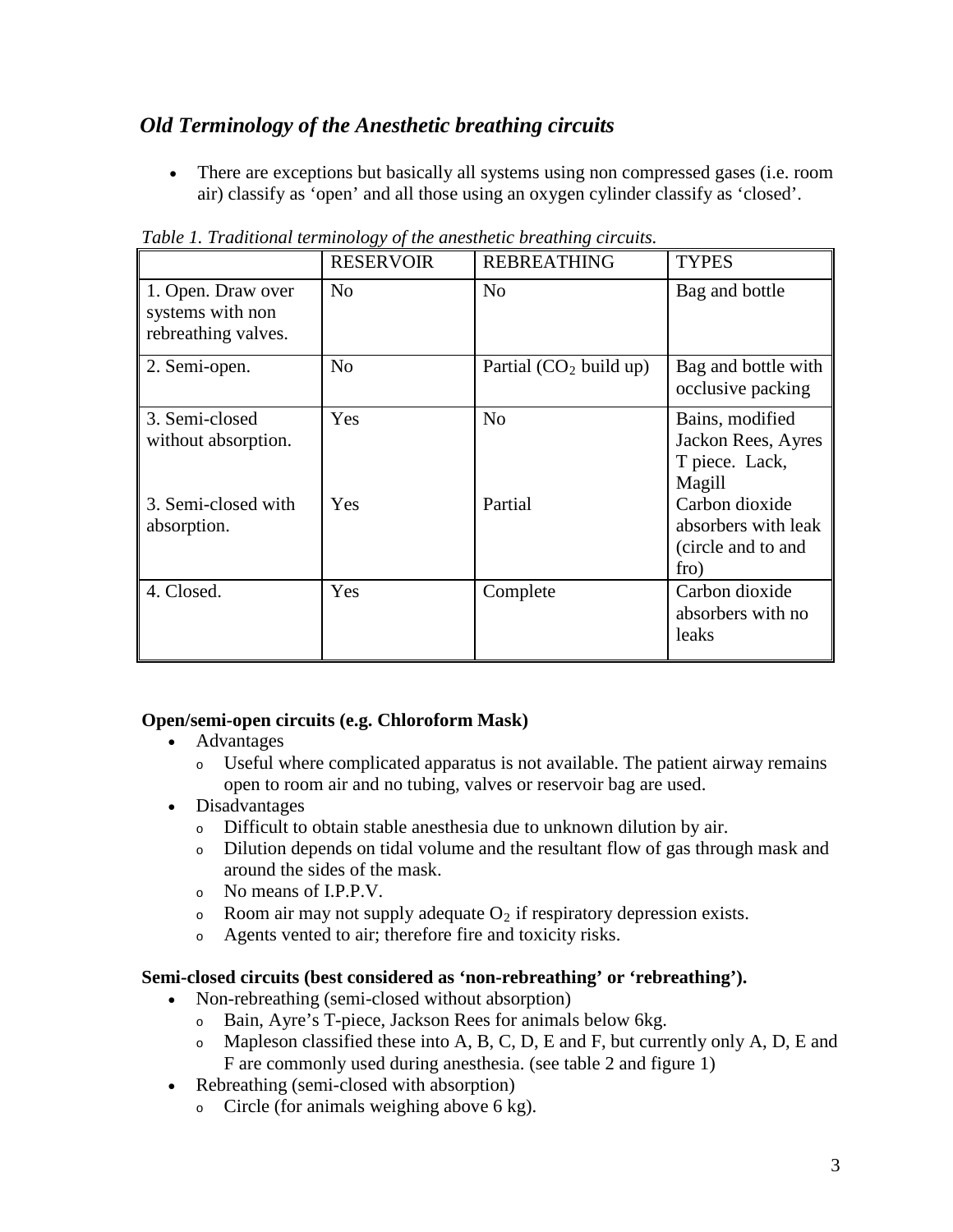## *Old Terminology of the Anesthetic breathing circuits*

- There are exceptions but basically all systems using non compressed gases (i.e. room air) classify as 'open' and all those using an oxygen cylinder classify as 'closed'.

*Table 1. Traditional terminology of the anesthetic breathing circuits.*

| | RESERVOIR | REBREATHING | TYPES |
|---|---|---|---|
| 1. Open. Draw over systems with non rebreathing valves. | No | No | Bag and bottle |
| 2. Semi-open. | No | Partial ($CO_2$ build up) | Bag and bottle with occlusive packing |
| 3. Semi-closed without absorption. | Yes | No | Bains, modified Jackon Rees, Ayres T piece. Lack, Magill |
| 3. Semi-closed with absorption. | Yes | Partial | Carbon dioxide absorbers with leak (circle and to and fro) |
| 4. Closed. | Yes | Complete | Carbon dioxide absorbers with no leaks |

**Open/semi-open circuits (e.g. Chloroform Mask)**

- Advantages
  - Useful where complicated apparatus is not available. The patient airway remains open to room air and no tubing, valves or reservoir bag are used.
- Disadvantages
  - Difficult to obtain stable anesthesia due to unknown dilution by air.
  - Dilution depends on tidal volume and the resultant flow of gas through mask and around the sides of the mask.
  - No means of I.P.P.V.
  - Room air may not supply adequate $O_2$ if respiratory depression exists.
  - Agents vented to air; therefore fire and toxicity risks.

**Semi-closed circuits (best considered as 'non-rebreathing' or 'rebreathing').**

- Non-rebreathing (semi-closed without absorption)
  - Bain, Ayre's T-piece, Jackson Rees for animals below 6kg.
  - Mapleson classified these into A, B, C, D, E and F, but currently only A, D, E and F are commonly used during anesthesia. (see table 2 and figure 1)
- Rebreathing (semi-closed with absorption)
  - Circle (for animals weighing above 6 kg).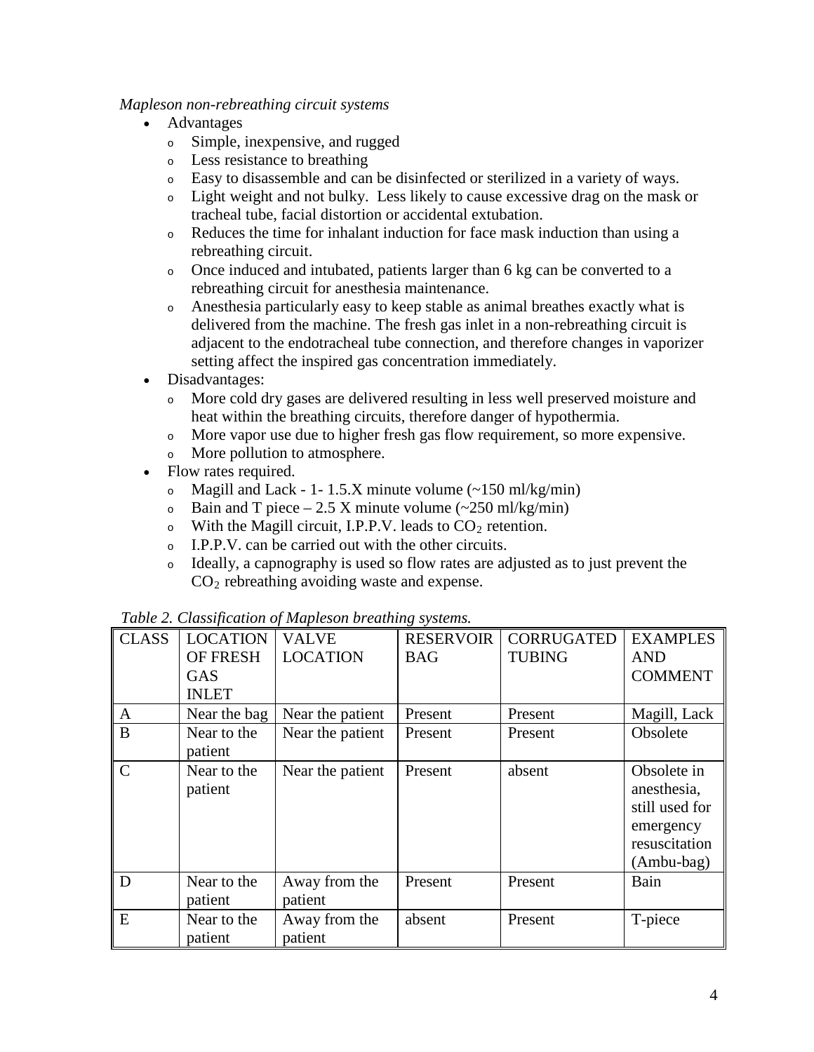*Mapleson non-rebreathing circuit systems*

- Advantages
  - Simple, inexpensive, and rugged
  - Less resistance to breathing
  - Easy to disassemble and can be disinfected or sterilized in a variety of ways.
  - Light weight and not bulky. Less likely to cause excessive drag on the mask or tracheal tube, facial distortion or accidental extubation.
  - Reduces the time for inhalant induction for face mask induction than using a rebreathing circuit.
  - Once induced and intubated, patients larger than 6 kg can be converted to a rebreathing circuit for anesthesia maintenance.
  - Anesthesia particularly easy to keep stable as animal breathes exactly what is delivered from the machine. The fresh gas inlet in a non-rebreathing circuit is adjacent to the endotracheal tube connection, and therefore changes in vaporizer setting affect the inspired gas concentration immediately.
- Disadvantages:
  - More cold dry gases are delivered resulting in less well preserved moisture and heat within the breathing circuits, therefore danger of hypothermia.
  - More vapor use due to higher fresh gas flow requirement, so more expensive.
  - More pollution to atmosphere.
- Flow rates required.
  - Magill and Lack - 1- 1.5.X minute volume (~150 ml/kg/min)
  - Bain and T piece – 2.5 X minute volume (~250 ml/kg/min)
  - With the Magill circuit, I.P.P.V. leads to $CO_2$ retention.
  - I.P.P.V. can be carried out with the other circuits.
  - Ideally, a capnography is used so flow rates are adjusted as to just prevent the $CO_2$ rebreathing avoiding waste and expense.

*Table 2. Classification of Mapleson breathing systems.*

| CLASS | LOCATION OF FRESH GAS INLET | VALVE LOCATION | RESERVOIR BAG | CORRUGATED TUBING | EXAMPLES AND COMMENT |
|---|---|---|---|---|---|
| A | Near the bag | Near the patient | Present | Present | Magill, Lack |
| B | Near to the patient | Near the patient | Present | Present | Obsolete |
| C | Near to the patient | Near the patient | Present | absent | Obsolete in anesthesia, still used for emergency resuscitation (Ambu-bag) |
| D | Near to the patient | Away from the patient | Present | Present | Bain |
| E | Near to the patient | Away from the patient | absent | Present | T-piece |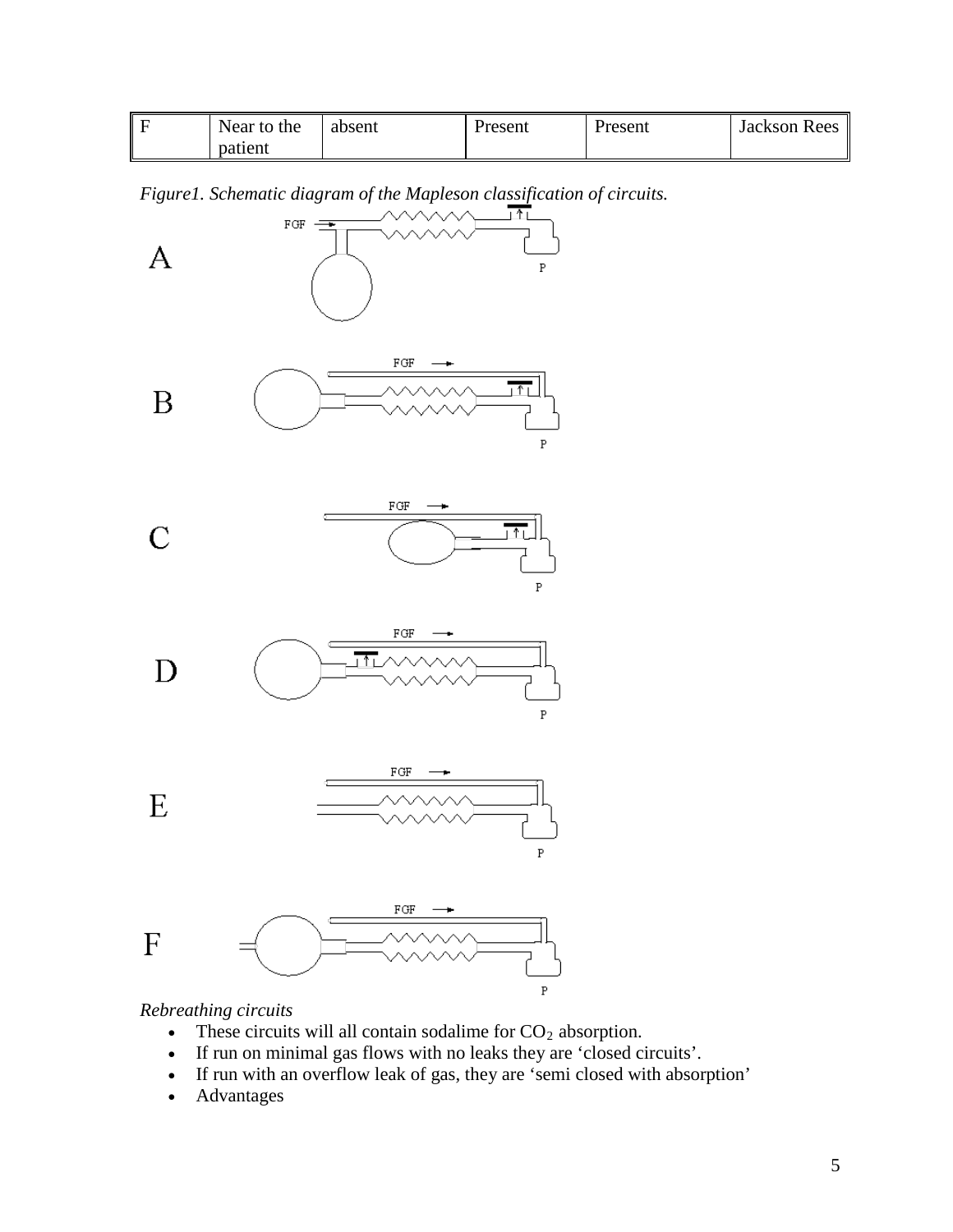| F | Near to the patient | absent | Present | Present | Jackson Rees |
|---|---|---|---|---|---|

*Figure1. Schematic diagram of the Mapleson classification of circuits.*

*Rebreathing circuits*

- These circuits will all contain sodalime for $CO_2$ absorption.
- If run on minimal gas flows with no leaks they are 'closed circuits'.
- If run with an overflow leak of gas, they are 'semi closed with absorption'
- Advantages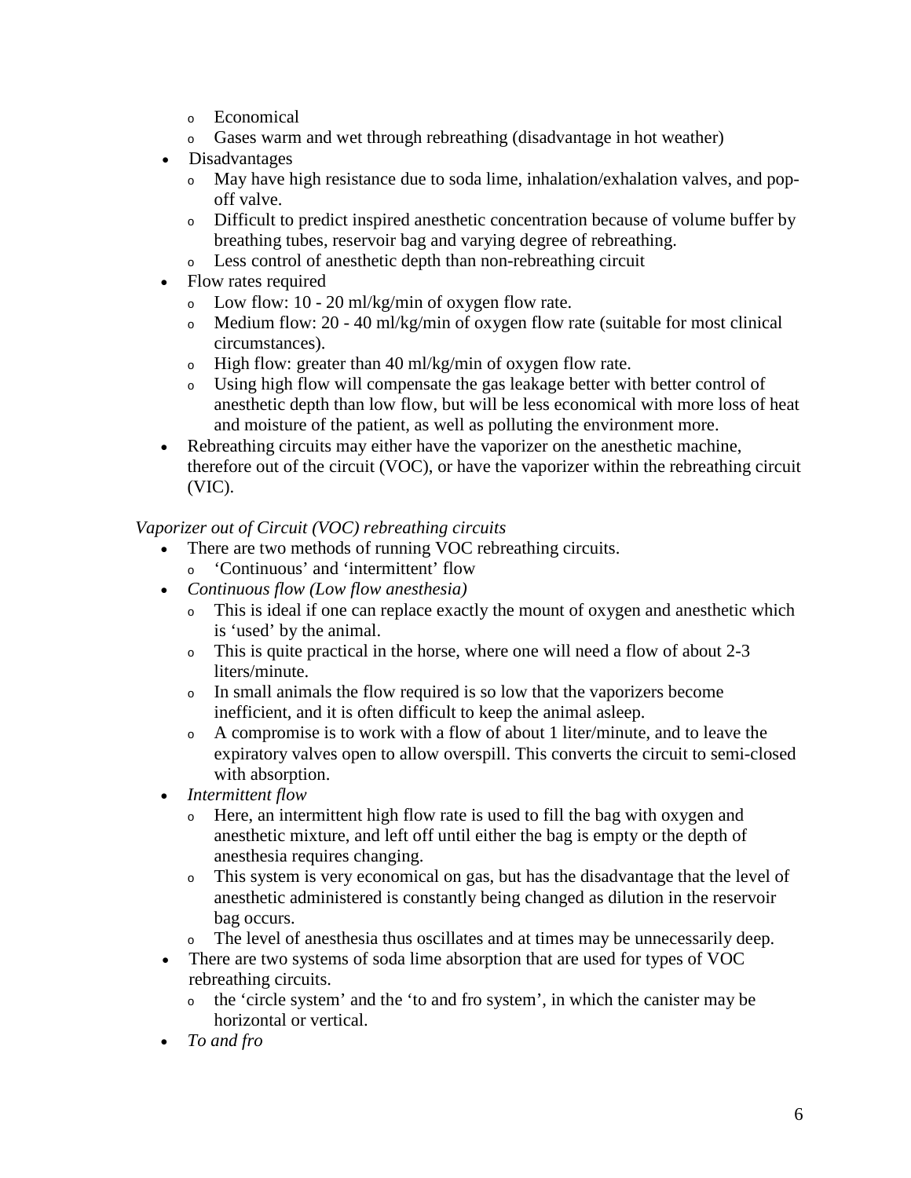- Economical
  - Gases warm and wet through rebreathing (disadvantage in hot weather)
- Disadvantages
  - May have high resistance due to soda lime, inhalation/exhalation valves, and pop-off valve.
  - Difficult to predict inspired anesthetic concentration because of volume buffer by breathing tubes, reservoir bag and varying degree of rebreathing.
  - Less control of anesthetic depth than non-rebreathing circuit
- Flow rates required
  - Low flow: 10 - 20 ml/kg/min of oxygen flow rate.
  - Medium flow: 20 - 40 ml/kg/min of oxygen flow rate (suitable for most clinical circumstances).
  - High flow: greater than 40 ml/kg/min of oxygen flow rate.
  - Using high flow will compensate the gas leakage better with better control of anesthetic depth than low flow, but will be less economical with more loss of heat and moisture of the patient, as well as polluting the environment more.
- Rebreathing circuits may either have the vaporizer on the anesthetic machine, therefore out of the circuit (VOC), or have the vaporizer within the rebreathing circuit (VIC).

*Vaporizer out of Circuit (VOC) rebreathing circuits*

- There are two methods of running VOC rebreathing circuits.
  - 'Continuous' and 'intermittent' flow
- *Continuous flow (Low flow anesthesia)*
  - This is ideal if one can replace exactly the mount of oxygen and anesthetic which is 'used' by the animal.
  - This is quite practical in the horse, where one will need a flow of about 2-3 liters/minute.
  - In small animals the flow required is so low that the vaporizers become inefficient, and it is often difficult to keep the animal asleep.
  - A compromise is to work with a flow of about 1 liter/minute, and to leave the expiratory valves open to allow overspill. This converts the circuit to semi-closed with absorption.
- *Intermittent flow*
  - Here, an intermittent high flow rate is used to fill the bag with oxygen and anesthetic mixture, and left off until either the bag is empty or the depth of anesthesia requires changing.
  - This system is very economical on gas, but has the disadvantage that the level of anesthetic administered is constantly being changed as dilution in the reservoir bag occurs.
  - The level of anesthesia thus oscillates and at times may be unnecessarily deep.
- There are two systems of soda lime absorption that are used for types of VOC rebreathing circuits.
  - the 'circle system' and the 'to and fro system', in which the canister may be horizontal or vertical.
- *To and fro*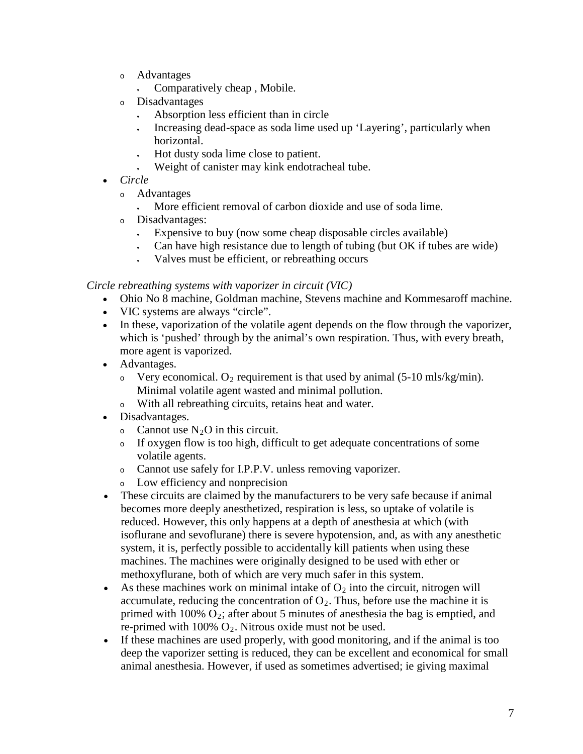- Advantages
  - Comparatively cheap , Mobile.
- Disadvantages
  - Absorption less efficient than in circle
  - Increasing dead-space as soda lime used up 'Layering', particularly when horizontal.
  - Hot dusty soda lime close to patient.
  - Weight of canister may kink endotracheal tube.

- *Circle*
  - Advantages
    - More efficient removal of carbon dioxide and use of soda lime.
  - Disadvantages:
    - Expensive to buy (now some cheap disposable circles available)
    - Can have high resistance due to length of tubing (but OK if tubes are wide)
    - Valves must be efficient, or rebreathing occurs

*Circle rebreathing systems with vaporizer in circuit (VIC)*

- Ohio No 8 machine, Goldman machine, Stevens machine and Kommesaroff machine.
- VIC systems are always "circle".
- In these, vaporization of the volatile agent depends on the flow through the vaporizer, which is 'pushed' through by the animal's own respiration. Thus, with every breath, more agent is vaporized.
- Advantages.
  - Very economical. $O_2$ requirement is that used by animal (5-10 mls/kg/min). Minimal volatile agent wasted and minimal pollution.
  - With all rebreathing circuits, retains heat and water.
- Disadvantages.
  - Cannot use $N_2O$ in this circuit.
  - If oxygen flow is too high, difficult to get adequate concentrations of some volatile agents.
  - Cannot use safely for I.P.P.V. unless removing vaporizer.
  - Low efficiency and nonprecision
- These circuits are claimed by the manufacturers to be very safe because if animal becomes more deeply anesthetized, respiration is less, so uptake of volatile is reduced. However, this only happens at a depth of anesthesia at which (with isoflurane and sevoflurane) there is severe hypotension, and, as with any anesthetic system, it is, perfectly possible to accidentally kill patients when using these machines. The machines were originally designed to be used with ether or methoxyflurane, both of which are very much safer in this system.
- As these machines work on minimal intake of $O_2$ into the circuit, nitrogen will accumulate, reducing the concentration of $O_2$. Thus, before use the machine it is primed with 100% $O_2$; after about 5 minutes of anesthesia the bag is emptied, and re-primed with 100% $O_2$. Nitrous oxide must not be used.
- If these machines are used properly, with good monitoring, and if the animal is too deep the vaporizer setting is reduced, they can be excellent and economical for small animal anesthesia. However, if used as sometimes advertised; ie giving maximal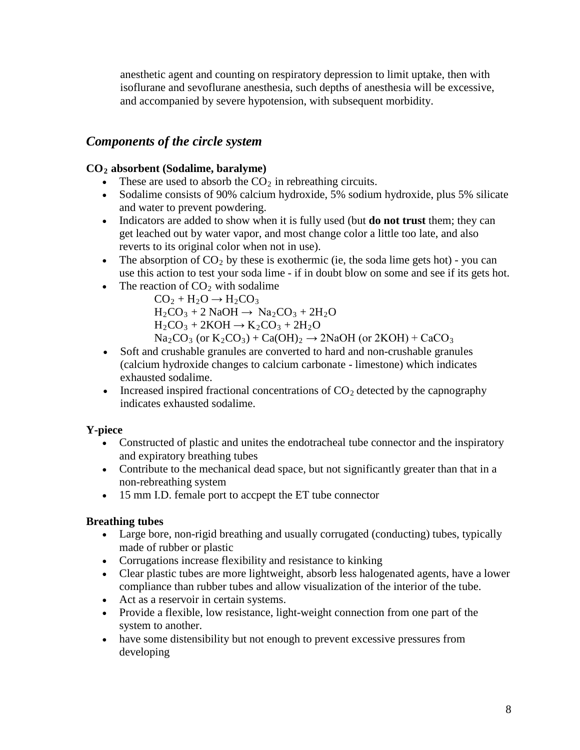anesthetic agent and counting on respiratory depression to limit uptake, then with isoflurane and sevoflurane anesthesia, such depths of anesthesia will be excessive, and accompanied by severe hypotension, with subsequent morbidity.

## *Components of the circle system*

### $CO_2$ absorbent (Sodalime, baralyme)

- These are used to absorb the $CO_2$ in rebreathing circuits.
- Sodalime consists of 90% calcium hydroxide, 5% sodium hydroxide, plus 5% silicate and water to prevent powdering.
- Indicators are added to show when it is fully used (but **do not trust** them; they can get leached out by water vapor, and most change color a little too late, and also reverts to its original color when not in use).
- The absorption of $CO_2$ by these is exothermic (ie, the soda lime gets hot) - you can use this action to test your soda lime - if in doubt blow on some and see if its gets hot.
- The reaction of $CO_2$ with sodalime

  $CO_2 + H_2O \rightarrow H_2CO_3$

  $H_2CO_3 + 2\ NaOH \rightarrow Na_2CO_3 + 2H_2O$

  $H_2CO_3 + 2KOH \rightarrow K_2CO_3 + 2H_2O$

  $Na_2CO_3$ (or $K_2CO_3$) + $Ca(OH)_2 \rightarrow$ 2NaOH (or 2KOH) + $CaCO_3$

- Soft and crushable granules are converted to hard and non-crushable granules (calcium hydroxide changes to calcium carbonate - limestone) which indicates exhausted sodalime.
- Increased inspired fractional concentrations of $CO_2$ detected by the capnography indicates exhausted sodalime.

### Y-piece

- Constructed of plastic and unites the endotracheal tube connector and the inspiratory and expiratory breathing tubes
- Contribute to the mechanical dead space, but not significantly greater than that in a non-rebreathing system
- 15 mm I.D. female port to accpept the ET tube connector

### Breathing tubes

- Large bore, non-rigid breathing and usually corrugated (conducting) tubes, typically made of rubber or plastic
- Corrugations increase flexibility and resistance to kinking
- Clear plastic tubes are more lightweight, absorb less halogenated agents, have a lower compliance than rubber tubes and allow visualization of the interior of the tube.
- Act as a reservoir in certain systems.
- Provide a flexible, low resistance, light-weight connection from one part of the system to another.
- have some distensibility but not enough to prevent excessive pressures from developing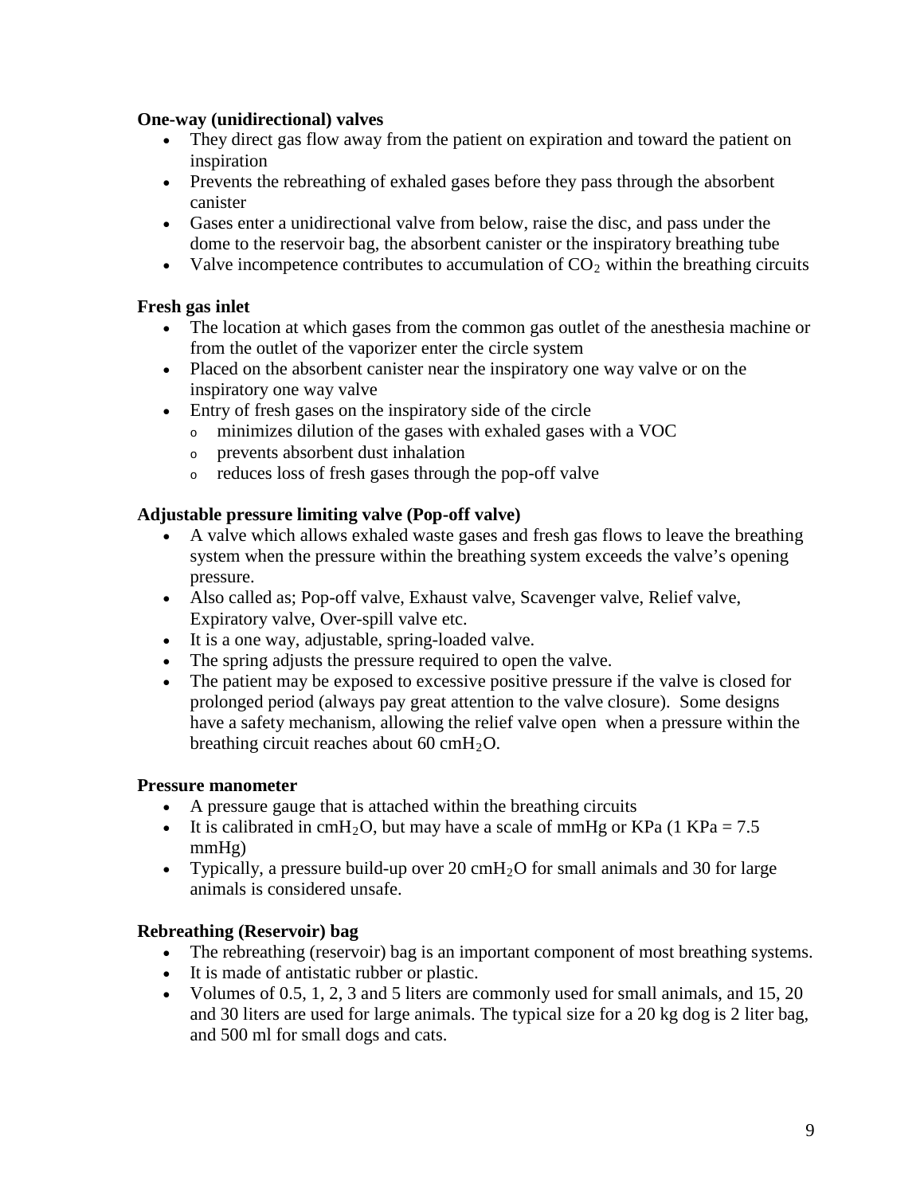**One-way (unidirectional) valves**

- They direct gas flow away from the patient on expiration and toward the patient on inspiration
- Prevents the rebreathing of exhaled gases before they pass through the absorbent canister
- Gases enter a unidirectional valve from below, raise the disc, and pass under the dome to the reservoir bag, the absorbent canister or the inspiratory breathing tube
- Valve incompetence contributes to accumulation of $CO_2$ within the breathing circuits

**Fresh gas inlet**

- The location at which gases from the common gas outlet of the anesthesia machine or from the outlet of the vaporizer enter the circle system
- Placed on the absorbent canister near the inspiratory one way valve or on the inspiratory one way valve
- Entry of fresh gases on the inspiratory side of the circle
  - minimizes dilution of the gases with exhaled gases with a VOC
  - prevents absorbent dust inhalation
  - reduces loss of fresh gases through the pop-off valve

**Adjustable pressure limiting valve (Pop-off valve)**

- A valve which allows exhaled waste gases and fresh gas flows to leave the breathing system when the pressure within the breathing system exceeds the valve's opening pressure.
- Also called as; Pop-off valve, Exhaust valve, Scavenger valve, Relief valve, Expiratory valve, Over-spill valve etc.
- It is a one way, adjustable, spring-loaded valve.
- The spring adjusts the pressure required to open the valve.
- The patient may be exposed to excessive positive pressure if the valve is closed for prolonged period (always pay great attention to the valve closure). Some designs have a safety mechanism, allowing the relief valve open when a pressure within the breathing circuit reaches about 60 $cmH_2O$.

**Pressure manometer**

- A pressure gauge that is attached within the breathing circuits
- It is calibrated in $cmH_2O$, but may have a scale of mmHg or KPa (1 KPa = 7.5 mmHg)
- Typically, a pressure build-up over 20 $cmH_2O$ for small animals and 30 for large animals is considered unsafe.

**Rebreathing (Reservoir) bag**

- The rebreathing (reservoir) bag is an important component of most breathing systems.
- It is made of antistatic rubber or plastic.
- Volumes of 0.5, 1, 2, 3 and 5 liters are commonly used for small animals, and 15, 20 and 30 liters are used for large animals. The typical size for a 20 kg dog is 2 liter bag, and 500 ml for small dogs and cats.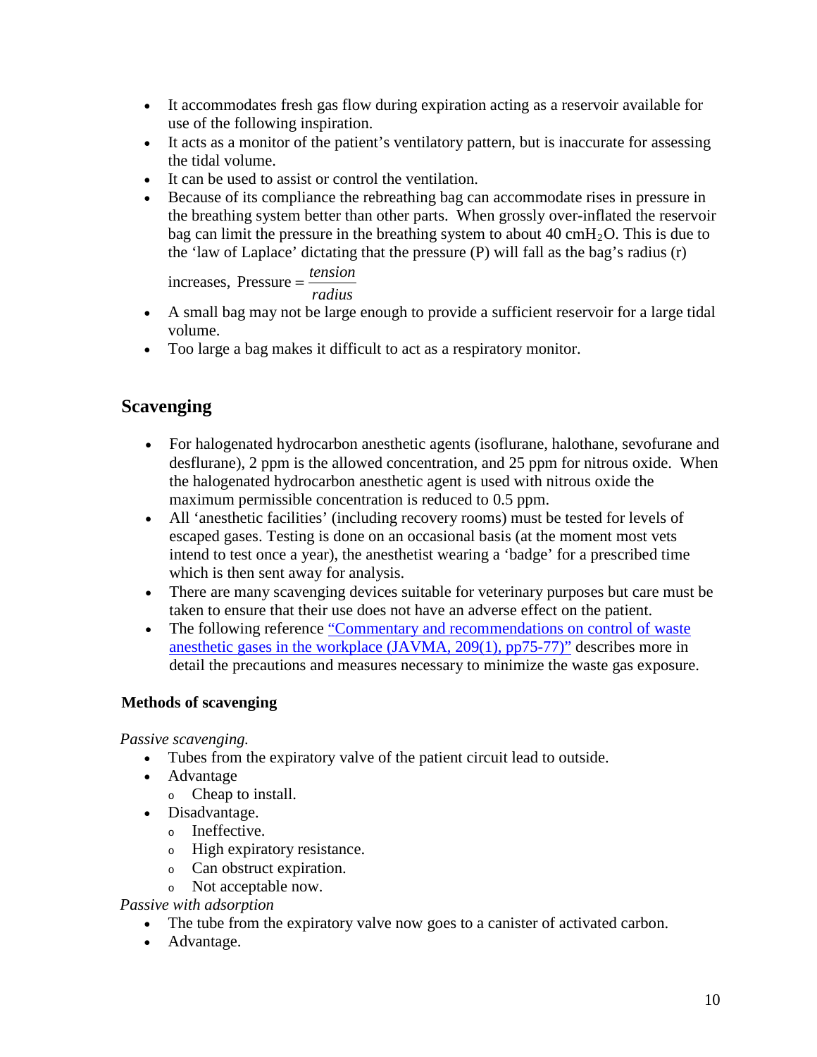- It accommodates fresh gas flow during expiration acting as a reservoir available for use of the following inspiration.
- It acts as a monitor of the patient's ventilatory pattern, but is inaccurate for assessing the tidal volume.
- It can be used to assist or control the ventilation.
- Because of its compliance the rebreathing bag can accommodate rises in pressure in the breathing system better than other parts. When grossly over-inflated the reservoir bag can limit the pressure in the breathing system to about 40 cm$H_2O$. This is due to the 'law of Laplace' dictating that the pressure (P) will fall as the bag's radius (r) increases, $\text{Pressure} = \frac{tension}{radius}$
- A small bag may not be large enough to provide a sufficient reservoir for a large tidal volume.
- Too large a bag makes it difficult to act as a respiratory monitor.

## Scavenging

- For halogenated hydrocarbon anesthetic agents (isoflurane, halothane, sevofurane and desflurane), 2 ppm is the allowed concentration, and 25 ppm for nitrous oxide. When the halogenated hydrocarbon anesthetic agent is used with nitrous oxide the maximum permissible concentration is reduced to 0.5 ppm.
- All 'anesthetic facilities' (including recovery rooms) must be tested for levels of escaped gases. Testing is done on an occasional basis (at the moment most vets intend to test once a year), the anesthetist wearing a 'badge' for a prescribed time which is then sent away for analysis.
- There are many scavenging devices suitable for veterinary purposes but care must be taken to ensure that their use does not have an adverse effect on the patient.
- The following reference "Commentary and recommendations on control of waste anesthetic gases in the workplace (JAVMA, 209(1), pp75-77)" describes more in detail the precautions and measures necessary to minimize the waste gas exposure.

### Methods of scavenging

*Passive scavenging.*

- Tubes from the expiratory valve of the patient circuit lead to outside.
- Advantage
  - Cheap to install.
- Disadvantage.
  - Ineffective.
  - High expiratory resistance.
  - Can obstruct expiration.
  - Not acceptable now.

*Passive with adsorption*

- The tube from the expiratory valve now goes to a canister of activated carbon.
- Advantage.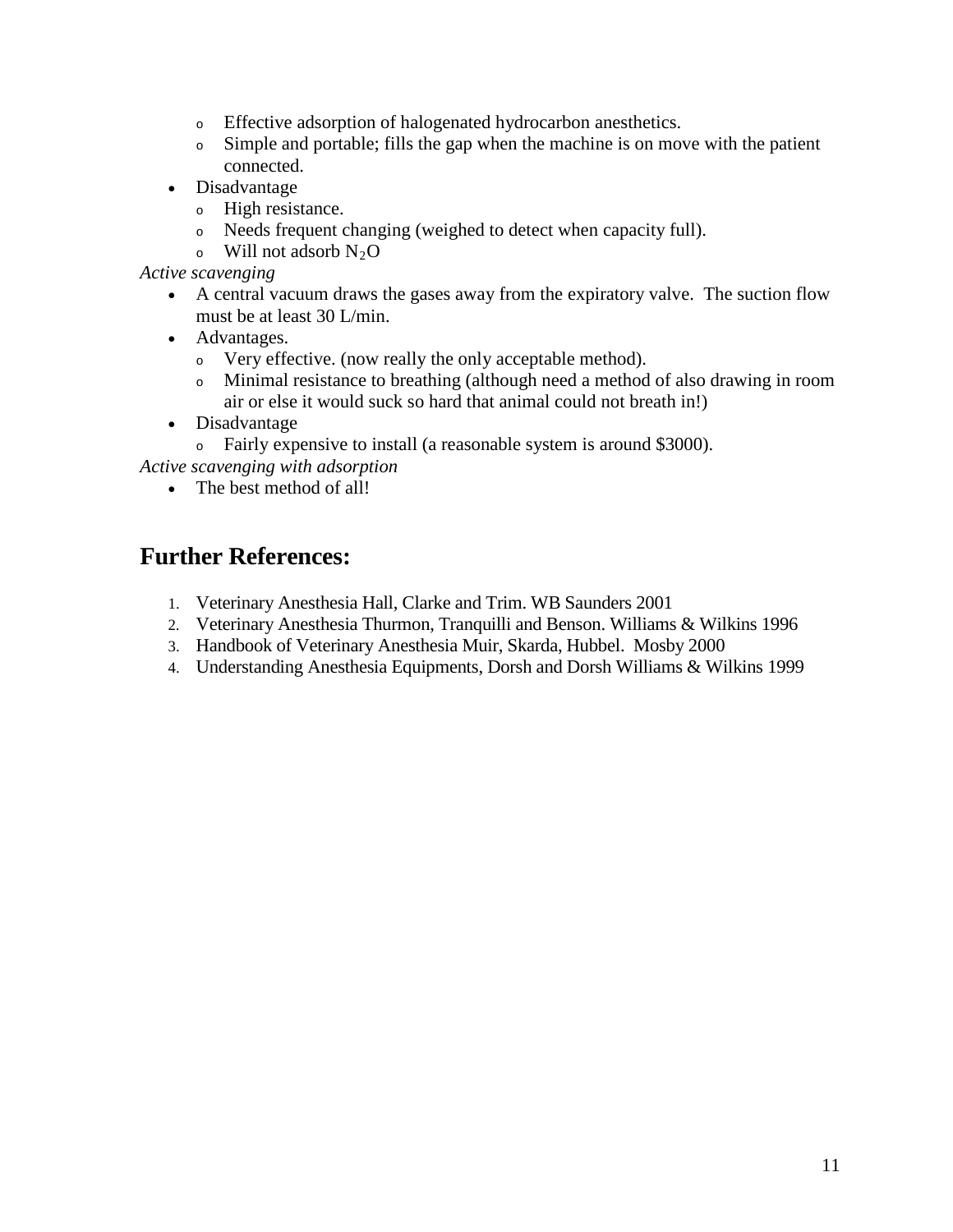- Effective adsorption of halogenated hydrocarbon anesthetics.
  - Simple and portable; fills the gap when the machine is on move with the patient connected.
- Disadvantage
  - High resistance.
  - Needs frequent changing (weighed to detect when capacity full).
  - Will not adsorb $N_2O$

*Active scavenging*

- A central vacuum draws the gases away from the expiratory valve. The suction flow must be at least 30 L/min.
- Advantages.
  - Very effective. (now really the only acceptable method).
  - Minimal resistance to breathing (although need a method of also drawing in room air or else it would suck so hard that animal could not breath in!)
- Disadvantage
  - Fairly expensive to install (a reasonable system is around $3000).

*Active scavenging with adsorption*

- The best method of all!

## Further References:

1. Veterinary Anesthesia Hall, Clarke and Trim. WB Saunders 2001
2. Veterinary Anesthesia Thurmon, Tranquilli and Benson. Williams & Wilkins 1996
3. Handbook of Veterinary Anesthesia Muir, Skarda, Hubbel. Mosby 2000
4. Understanding Anesthesia Equipments, Dorsh and Dorsh Williams & Wilkins 1999